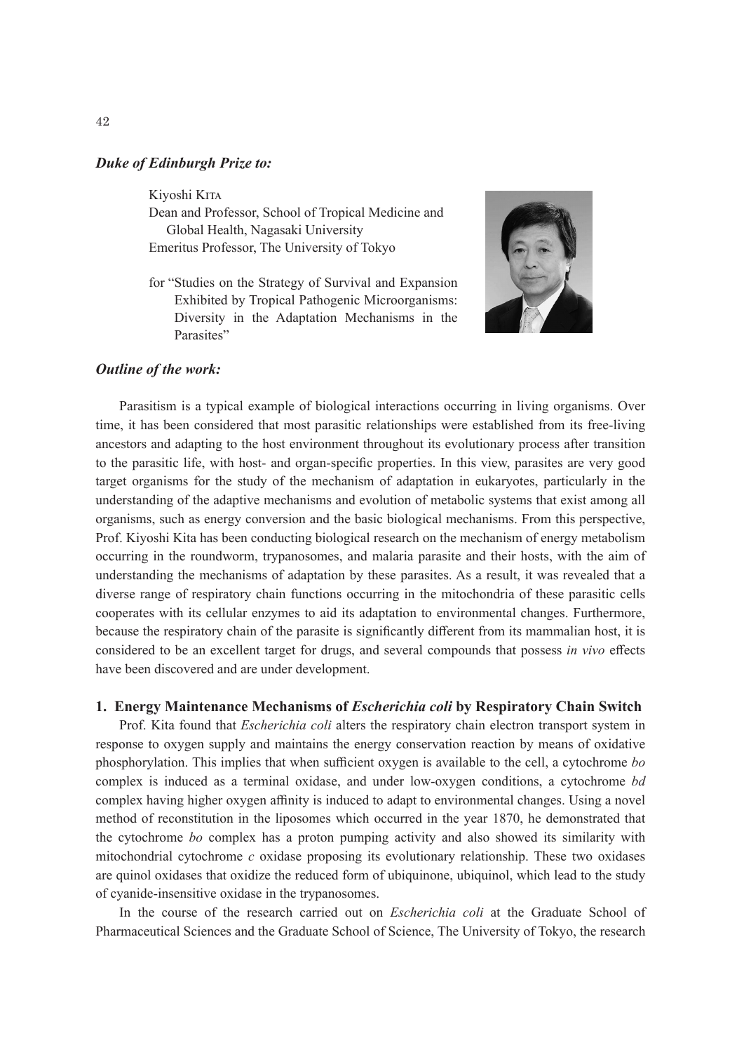### *Duke of Edinburgh Prize to:*

Kiyoshi KITA
Dean and Professor, School of Tropical Medicine and Global Health, Nagasaki University
Emeritus Professor, The University of Tokyo

for "Studies on the Strategy of Survival and Expansion Exhibited by Tropical Pathogenic Microorganisms: Diversity in the Adaptation Mechanisms in the Parasites"

### *Outline of the work:*

Parasitism is a typical example of biological interactions occurring in living organisms. Over time, it has been considered that most parasitic relationships were established from its free-living ancestors and adapting to the host environment throughout its evolutionary process after transition to the parasitic life, with host- and organ-specific properties. In this view, parasites are very good target organisms for the study of the mechanism of adaptation in eukaryotes, particularly in the understanding of the adaptive mechanisms and evolution of metabolic systems that exist among all organisms, such as energy conversion and the basic biological mechanisms. From this perspective, Prof. Kiyoshi Kita has been conducting biological research on the mechanism of energy metabolism occurring in the roundworm, trypanosomes, and malaria parasite and their hosts, with the aim of understanding the mechanisms of adaptation by these parasites. As a result, it was revealed that a diverse range of respiratory chain functions occurring in the mitochondria of these parasitic cells cooperates with its cellular enzymes to aid its adaptation to environmental changes. Furthermore, because the respiratory chain of the parasite is significantly different from its mammalian host, it is considered to be an excellent target for drugs, and several compounds that possess *in vivo* effects have been discovered and are under development.

## 1. Energy Maintenance Mechanisms of *Escherichia coli* by Respiratory Chain Switch

Prof. Kita found that *Escherichia coli* alters the respiratory chain electron transport system in response to oxygen supply and maintains the energy conservation reaction by means of oxidative phosphorylation. This implies that when sufficient oxygen is available to the cell, a cytochrome *bo* complex is induced as a terminal oxidase, and under low-oxygen conditions, a cytochrome *bd* complex having higher oxygen affinity is induced to adapt to environmental changes. Using a novel method of reconstitution in the liposomes which occurred in the year 1870, he demonstrated that the cytochrome *bo* complex has a proton pumping activity and also showed its similarity with mitochondrial cytochrome *c* oxidase proposing its evolutionary relationship. These two oxidases are quinol oxidases that oxidize the reduced form of ubiquinone, ubiquinol, which lead to the study of cyanide-insensitive oxidase in the trypanosomes.

In the course of the research carried out on *Escherichia coli* at the Graduate School of Pharmaceutical Sciences and the Graduate School of Science, The University of Tokyo, the research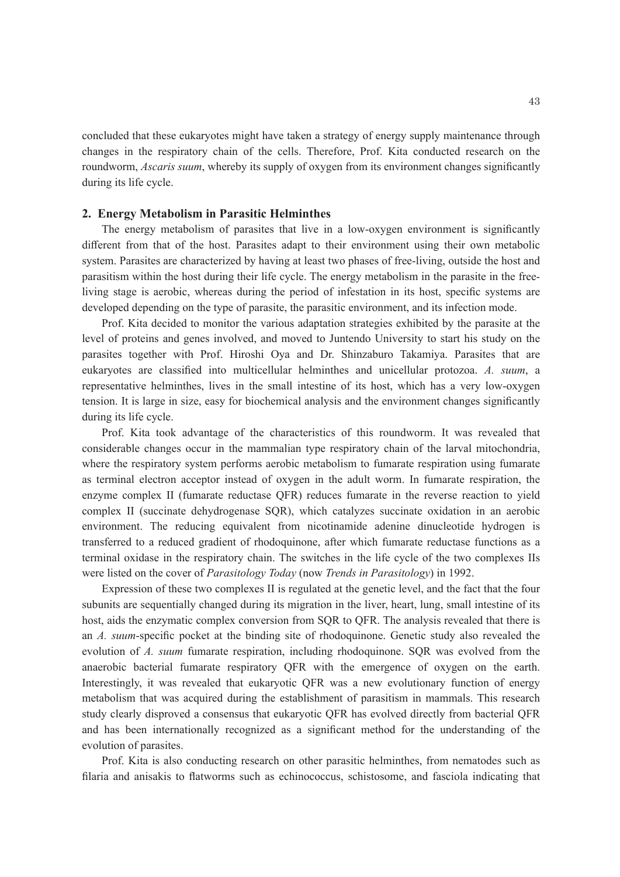concluded that these eukaryotes might have taken a strategy of energy supply maintenance through changes in the respiratory chain of the cells. Therefore, Prof. Kita conducted research on the roundworm, *Ascaris suum*, whereby its supply of oxygen from its environment changes significantly during its life cycle.

## 2. Energy Metabolism in Parasitic Helminthes

The energy metabolism of parasites that live in a low-oxygen environment is significantly different from that of the host. Parasites adapt to their environment using their own metabolic system. Parasites are characterized by having at least two phases of free-living, outside the host and parasitism within the host during their life cycle. The energy metabolism in the parasite in the free-living stage is aerobic, whereas during the period of infestation in its host, specific systems are developed depending on the type of parasite, the parasitic environment, and its infection mode.

Prof. Kita decided to monitor the various adaptation strategies exhibited by the parasite at the level of proteins and genes involved, and moved to Juntendo University to start his study on the parasites together with Prof. Hiroshi Oya and Dr. Shinzaburo Takamiya. Parasites that are eukaryotes are classified into multicellular helminthes and unicellular protozoa. *A. suum*, a representative helminthes, lives in the small intestine of its host, which has a very low-oxygen tension. It is large in size, easy for biochemical analysis and the environment changes significantly during its life cycle.

Prof. Kita took advantage of the characteristics of this roundworm. It was revealed that considerable changes occur in the mammalian type respiratory chain of the larval mitochondria, where the respiratory system performs aerobic metabolism to fumarate respiration using fumarate as terminal electron acceptor instead of oxygen in the adult worm. In fumarate respiration, the enzyme complex II (fumarate reductase QFR) reduces fumarate in the reverse reaction to yield complex II (succinate dehydrogenase SQR), which catalyzes succinate oxidation in an aerobic environment. The reducing equivalent from nicotinamide adenine dinucleotide hydrogen is transferred to a reduced gradient of rhodoquinone, after which fumarate reductase functions as a terminal oxidase in the respiratory chain. The switches in the life cycle of the two complexes IIs were listed on the cover of *Parasitology Today* (now *Trends in Parasitology*) in 1992.

Expression of these two complexes II is regulated at the genetic level, and the fact that the four subunits are sequentially changed during its migration in the liver, heart, lung, small intestine of its host, aids the enzymatic complex conversion from SQR to QFR. The analysis revealed that there is an *A. suum*-specific pocket at the binding site of rhodoquinone. Genetic study also revealed the evolution of *A. suum* fumarate respiration, including rhodoquinone. SQR was evolved from the anaerobic bacterial fumarate respiratory QFR with the emergence of oxygen on the earth. Interestingly, it was revealed that eukaryotic QFR was a new evolutionary function of energy metabolism that was acquired during the establishment of parasitism in mammals. This research study clearly disproved a consensus that eukaryotic QFR has evolved directly from bacterial QFR and has been internationally recognized as a significant method for the understanding of the evolution of parasites.

Prof. Kita is also conducting research on other parasitic helminthes, from nematodes such as filaria and anisakis to flatworms such as echinococcus, schistosome, and fasciola indicating that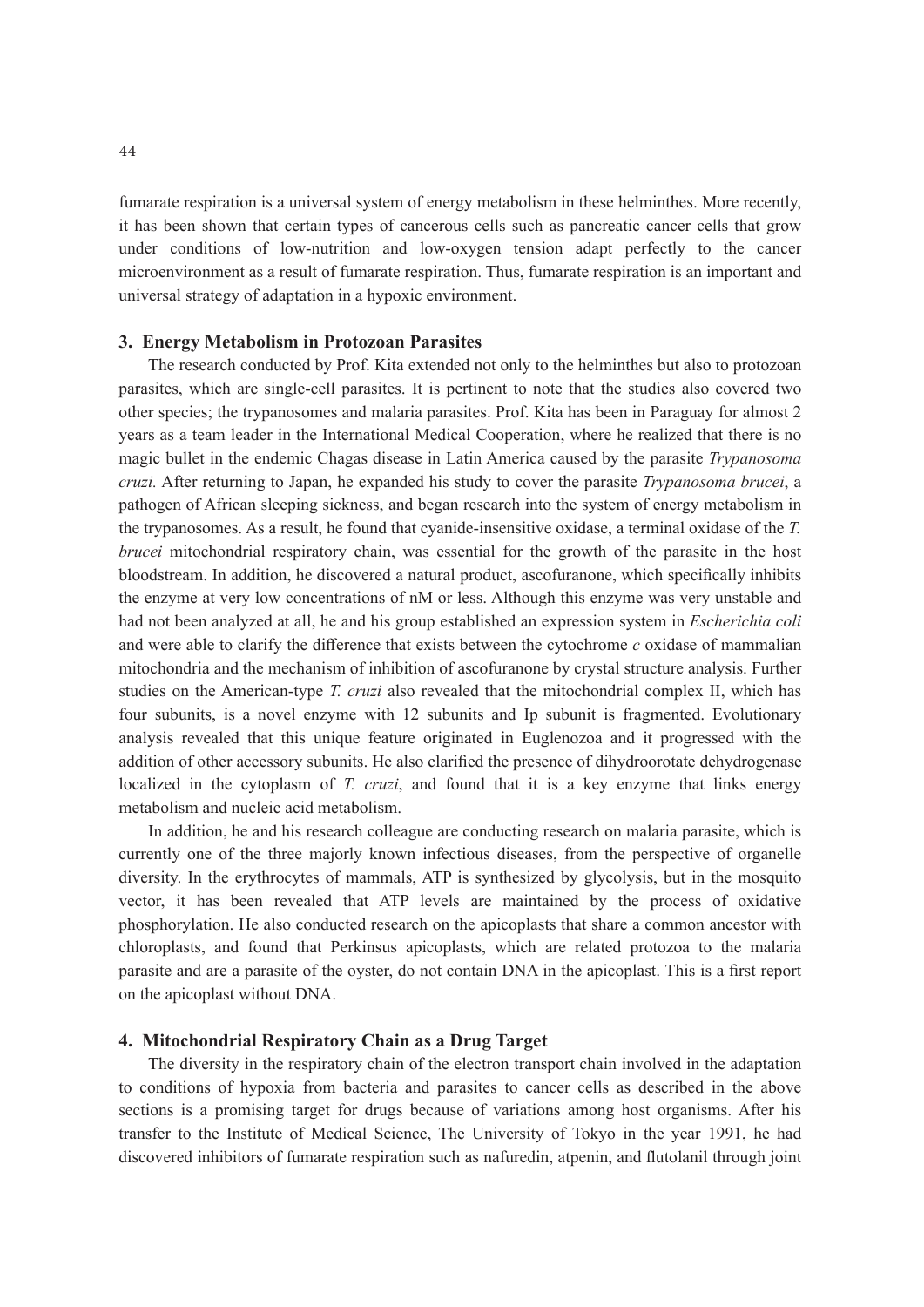fumarate respiration is a universal system of energy metabolism in these helminthes. More recently, it has been shown that certain types of cancerous cells such as pancreatic cancer cells that grow under conditions of low-nutrition and low-oxygen tension adapt perfectly to the cancer microenvironment as a result of fumarate respiration. Thus, fumarate respiration is an important and universal strategy of adaptation in a hypoxic environment.

## 3. Energy Metabolism in Protozoan Parasites

The research conducted by Prof. Kita extended not only to the helminthes but also to protozoan parasites, which are single-cell parasites. It is pertinent to note that the studies also covered two other species; the trypanosomes and malaria parasites. Prof. Kita has been in Paraguay for almost 2 years as a team leader in the International Medical Cooperation, where he realized that there is no magic bullet in the endemic Chagas disease in Latin America caused by the parasite *Trypanosoma cruzi.* After returning to Japan, he expanded his study to cover the parasite *Trypanosoma brucei*, a pathogen of African sleeping sickness, and began research into the system of energy metabolism in the trypanosomes. As a result, he found that cyanide-insensitive oxidase, a terminal oxidase of the *T. brucei* mitochondrial respiratory chain, was essential for the growth of the parasite in the host bloodstream. In addition, he discovered a natural product, ascofuranone, which specifically inhibits the enzyme at very low concentrations of nM or less. Although this enzyme was very unstable and had not been analyzed at all, he and his group established an expression system in *Escherichia coli* and were able to clarify the difference that exists between the cytochrome *c* oxidase of mammalian mitochondria and the mechanism of inhibition of ascofuranone by crystal structure analysis. Further studies on the American-type *T. cruzi* also revealed that the mitochondrial complex II, which has four subunits, is a novel enzyme with 12 subunits and Ip subunit is fragmented. Evolutionary analysis revealed that this unique feature originated in Euglenozoa and it progressed with the addition of other accessory subunits. He also clarified the presence of dihydroorotate dehydrogenase localized in the cytoplasm of *T. cruzi*, and found that it is a key enzyme that links energy metabolism and nucleic acid metabolism.

In addition, he and his research colleague are conducting research on malaria parasite, which is currently one of the three majorly known infectious diseases, from the perspective of organelle diversity. In the erythrocytes of mammals, ATP is synthesized by glycolysis, but in the mosquito vector, it has been revealed that ATP levels are maintained by the process of oxidative phosphorylation. He also conducted research on the apicoplasts that share a common ancestor with chloroplasts, and found that Perkinsus apicoplasts, which are related protozoa to the malaria parasite and are a parasite of the oyster, do not contain DNA in the apicoplast. This is a first report on the apicoplast without DNA.

## 4. Mitochondrial Respiratory Chain as a Drug Target

The diversity in the respiratory chain of the electron transport chain involved in the adaptation to conditions of hypoxia from bacteria and parasites to cancer cells as described in the above sections is a promising target for drugs because of variations among host organisms. After his transfer to the Institute of Medical Science, The University of Tokyo in the year 1991, he had discovered inhibitors of fumarate respiration such as nafuredin, atpenin, and flutolanil through joint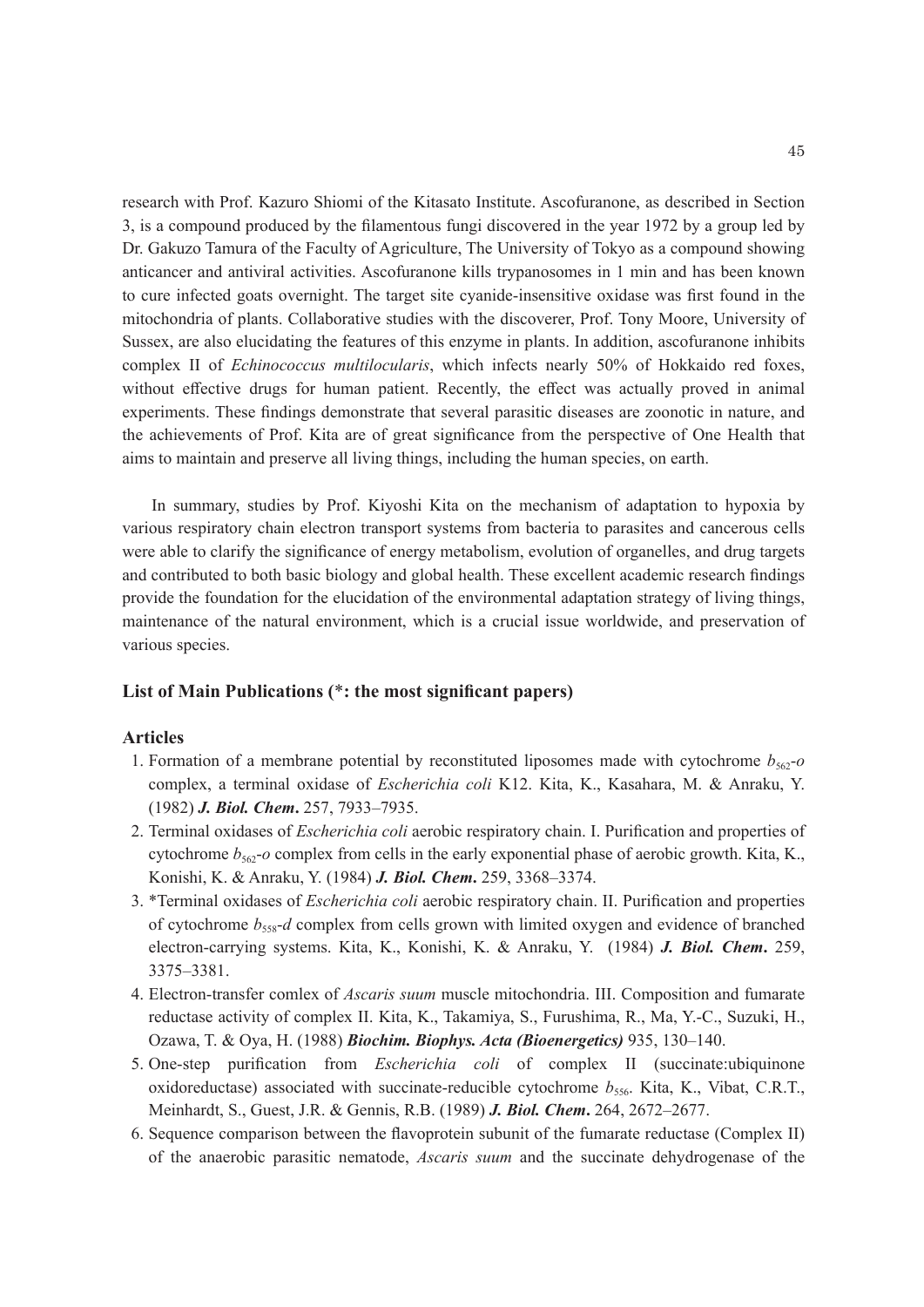research with Prof. Kazuro Shiomi of the Kitasato Institute. Ascofuranone, as described in Section 3, is a compound produced by the filamentous fungi discovered in the year 1972 by a group led by Dr. Gakuzo Tamura of the Faculty of Agriculture, The University of Tokyo as a compound showing anticancer and antiviral activities. Ascofuranone kills trypanosomes in 1 min and has been known to cure infected goats overnight. The target site cyanide-insensitive oxidase was first found in the mitochondria of plants. Collaborative studies with the discoverer, Prof. Tony Moore, University of Sussex, are also elucidating the features of this enzyme in plants. In addition, ascofuranone inhibits complex II of *Echinococcus multilocularis*, which infects nearly 50% of Hokkaido red foxes, without effective drugs for human patient. Recently, the effect was actually proved in animal experiments. These findings demonstrate that several parasitic diseases are zoonotic in nature, and the achievements of Prof. Kita are of great significance from the perspective of One Health that aims to maintain and preserve all living things, including the human species, on earth.

In summary, studies by Prof. Kiyoshi Kita on the mechanism of adaptation to hypoxia by various respiratory chain electron transport systems from bacteria to parasites and cancerous cells were able to clarify the significance of energy metabolism, evolution of organelles, and drug targets and contributed to both basic biology and global health. These excellent academic research findings provide the foundation for the elucidation of the environmental adaptation strategy of living things, maintenance of the natural environment, which is a crucial issue worldwide, and preservation of various species.

## List of Main Publications (*: the most significant papers)

### Articles

1. Formation of a membrane potential by reconstituted liposomes made with cytochrome $b_{562}$-*o* complex, a terminal oxidase of *Escherichia coli* K12. Kita, K., Kasahara, M. & Anraku, Y. (1982) ***J. Biol. Chem*.** 257, 7933–7935.
2. Terminal oxidases of *Escherichia coli* aerobic respiratory chain. I. Purification and properties of cytochrome $b_{562}$-*o* complex from cells in the early exponential phase of aerobic growth. Kita, K., Konishi, K. & Anraku, Y. (1984) ***J. Biol. Chem*.** 259, 3368–3374.
3. *Terminal oxidases of *Escherichia coli* aerobic respiratory chain. II. Purification and properties of cytochrome $b_{558}$-*d* complex from cells grown with limited oxygen and evidence of branched electron-carrying systems. Kita, K., Konishi, K. & Anraku, Y. (1984) ***J. Biol. Chem*.** 259, 3375–3381.
4. Electron-transfer comlex of *Ascaris suum* muscle mitochondria. III. Composition and fumarate reductase activity of complex II. Kita, K., Takamiya, S., Furushima, R., Ma, Y.-C., Suzuki, H., Ozawa, T. & Oya, H. (1988) ***Biochim. Biophys. Acta (Bioenergetics)*** 935, 130–140.
5. One-step purification from *Escherichia coli* of complex II (succinate:ubiquinone oxidoreductase) associated with succinate-reducible cytochrome $b_{556}$. Kita, K., Vibat, C.R.T., Meinhardt, S., Guest, J.R. & Gennis, R.B. (1989) ***J. Biol. Chem*.** 264, 2672–2677.
6. Sequence comparison between the flavoprotein subunit of the fumarate reductase (Complex II) of the anaerobic parasitic nematode, *Ascaris suum* and the succinate dehydrogenase of the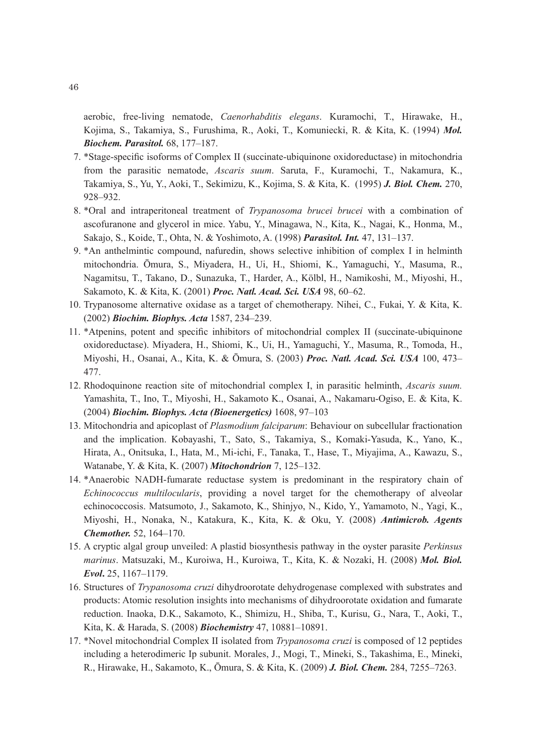aerobic, free-living nematode, *Caenorhabditis elegans*. Kuramochi, T., Hirawake, H., Kojima, S., Takamiya, S., Furushima, R., Aoki, T., Komuniecki, R. & Kita, K. (1994) ***Mol. Biochem. Parasitol.*** 68, 177–187.

7. *Stage-specific isoforms of Complex II (succinate-ubiquinone oxidoreductase) in mitochondria from the parasitic nematode, *Ascaris suum*. Saruta, F., Kuramochi, T., Nakamura, K., Takamiya, S., Yu, Y., Aoki, T., Sekimizu, K., Kojima, S. & Kita, K. (1995) ***J. Biol. Chem.*** 270, 928–932.
8. *Oral and intraperitoneal treatment of *Trypanosoma brucei brucei* with a combination of ascofuranone and glycerol in mice. Yabu, Y., Minagawa, N., Kita, K., Nagai, K., Honma, M., Sakajo, S., Koide, T., Ohta, N. & Yoshimoto, A. (1998) ***Parasitol. Int.*** 47, 131–137.
9. *An anthelmintic compound, nafuredin, shows selective inhibition of complex I in helminth mitochondria. Ōmura, S., Miyadera, H., Ui, H., Shiomi, K., Yamaguchi, Y., Masuma, R., Nagamitsu, T., Takano, D., Sunazuka, T., Harder, A., Kölbl, H., Namikoshi, M., Miyoshi, H., Sakamoto, K. & Kita, K. (2001) ***Proc. Natl. Acad. Sci. USA*** 98, 60–62.
10. Trypanosome alternative oxidase as a target of chemotherapy. Nihei, C., Fukai, Y. & Kita, K. (2002) ***Biochim. Biophys. Acta*** 1587, 234–239.
11. *Atpenins, potent and specific inhibitors of mitochondrial complex II (succinate-ubiquinone oxidoreductase). Miyadera, H., Shiomi, K., Ui, H., Yamaguchi, Y., Masuma, R., Tomoda, H., Miyoshi, H., Osanai, A., Kita, K. & Ōmura, S. (2003) ***Proc. Natl. Acad. Sci. USA*** 100, 473–477.
12. Rhodoquinone reaction site of mitochondrial complex I, in parasitic helminth, *Ascaris suum.* Yamashita, T., Ino, T., Miyoshi, H., Sakamoto K., Osanai, A., Nakamaru-Ogiso, E. & Kita, K. (2004) ***Biochim. Biophys. Acta (Bioenergetics)*** 1608, 97–103
13. Mitochondria and apicoplast of *Plasmodium falciparum*: Behaviour on subcellular fractionation and the implication. Kobayashi, T., Sato, S., Takamiya, S., Komaki-Yasuda, K., Yano, K., Hirata, A., Onitsuka, I., Hata, M., Mi-ichi, F., Tanaka, T., Hase, T., Miyajima, A., Kawazu, S., Watanabe, Y. & Kita, K. (2007) ***Mitochondrion*** 7, 125–132.
14. *Anaerobic NADH-fumarate reductase system is predominant in the respiratory chain of *Echinococcus multilocularis*, providing a novel target for the chemotherapy of alveolar echinococcosis. Matsumoto, J., Sakamoto, K., Shinjyo, N., Kido, Y., Yamamoto, N., Yagi, K., Miyoshi, H., Nonaka, N., Katakura, K., Kita, K. & Oku, Y. (2008) ***Antimicrob. Agents Chemother.*** 52, 164–170.
15. A cryptic algal group unveiled: A plastid biosynthesis pathway in the oyster parasite *Perkinsus marinus*. Matsuzaki, M., Kuroiwa, H., Kuroiwa, T., Kita, K. & Nozaki, H. (2008) ***Mol. Biol. Evol***. 25, 1167–1179.
16. Structures of *Trypanosoma cruzi* dihydroorotate dehydrogenase complexed with substrates and products: Atomic resolution insights into mechanisms of dihydroorotate oxidation and fumarate reduction. Inaoka, D.K., Sakamoto, K., Shimizu, H., Shiba, T., Kurisu, G., Nara, T., Aoki, T., Kita, K. & Harada, S. (2008) ***Biochemistry*** 47, 10881–10891.
17. *Novel mitochondrial Complex II isolated from *Trypanosoma cruzi* is composed of 12 peptides including a heterodimeric Ip subunit. Morales, J., Mogi, T., Mineki, S., Takashima, E., Mineki, R., Hirawake, H., Sakamoto, K., Ōmura, S. & Kita, K. (2009) ***J. Biol. Chem.*** 284, 7255–7263.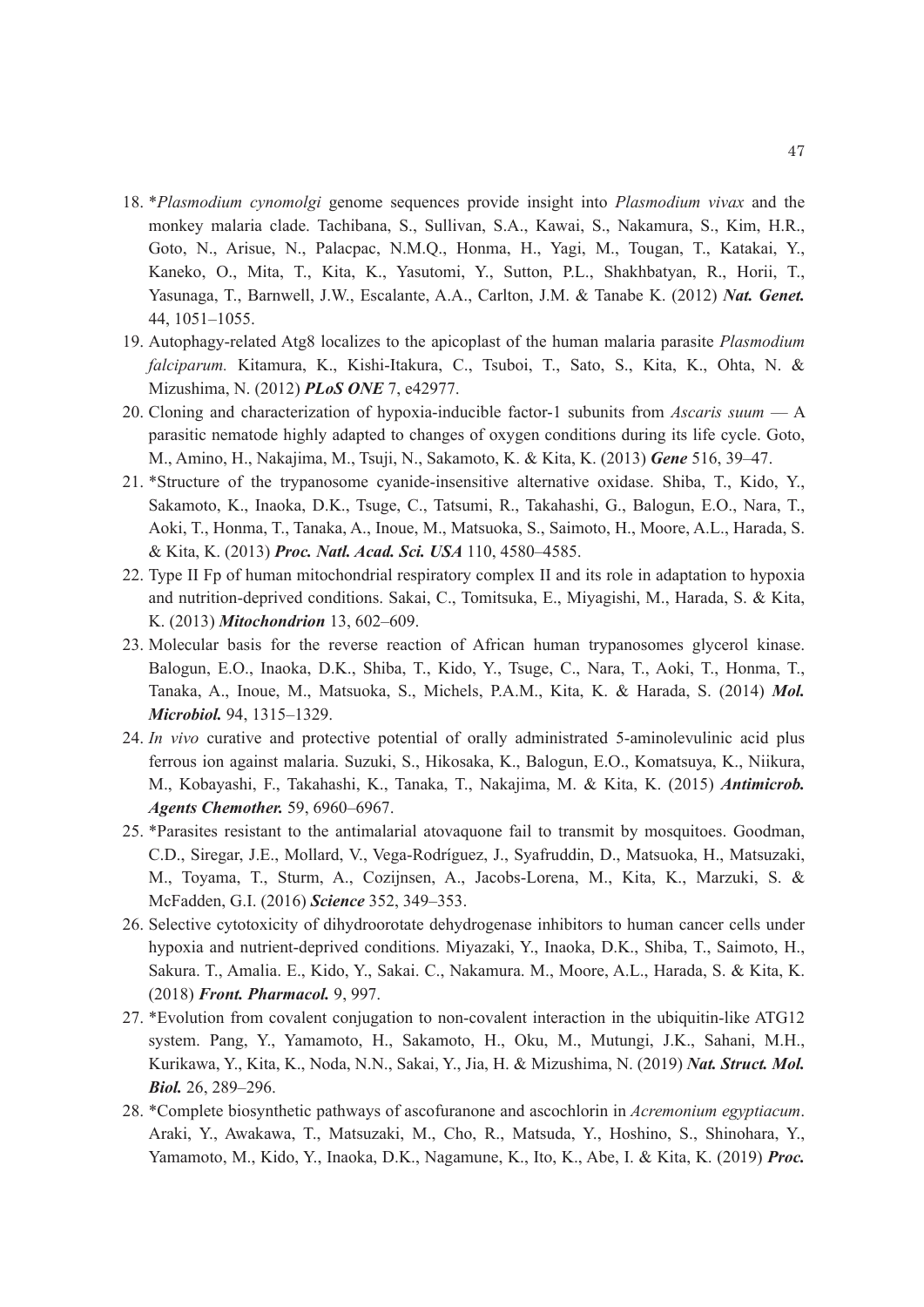18. *Plasmodium cynomolgi* genome sequences provide insight into *Plasmodium vivax* and the monkey malaria clade. Tachibana, S., Sullivan, S.A., Kawai, S., Nakamura, S., Kim, H.R., Goto, N., Arisue, N., Palacpac, N.M.Q., Honma, H., Yagi, M., Tougan, T., Katakai, Y., Kaneko, O., Mita, T., Kita, K., Yasutomi, Y., Sutton, P.L., Shakhbatyan, R., Horii, T., Yasunaga, T., Barnwell, J.W., Escalante, A.A., Carlton, J.M. & Tanabe K. (2012) ***Nat. Genet.*** 44, 1051–1055.
19. Autophagy-related Atg8 localizes to the apicoplast of the human malaria parasite *Plasmodium falciparum.* Kitamura, K., Kishi-Itakura, C., Tsuboi, T., Sato, S., Kita, K., Ohta, N. & Mizushima, N. (2012) ***PLoS ONE*** 7, e42977.
20. Cloning and characterization of hypoxia-inducible factor-1 subunits from *Ascaris suum* — A parasitic nematode highly adapted to changes of oxygen conditions during its life cycle. Goto, M., Amino, H., Nakajima, M., Tsuji, N., Sakamoto, K. & Kita, K. (2013) ***Gene*** 516, 39–47.
21. *Structure of the trypanosome cyanide-insensitive alternative oxidase. Shiba, T., Kido, Y., Sakamoto, K., Inaoka, D.K., Tsuge, C., Tatsumi, R., Takahashi, G., Balogun, E.O., Nara, T., Aoki, T., Honma, T., Tanaka, A., Inoue, M., Matsuoka, S., Saimoto, H., Moore, A.L., Harada, S. & Kita, K. (2013) ***Proc. Natl. Acad. Sci. USA*** 110, 4580–4585.
22. Type II Fp of human mitochondrial respiratory complex II and its role in adaptation to hypoxia and nutrition-deprived conditions. Sakai, C., Tomitsuka, E., Miyagishi, M., Harada, S. & Kita, K. (2013) ***Mitochondrion*** 13, 602–609.
23. Molecular basis for the reverse reaction of African human trypanosomes glycerol kinase. Balogun, E.O., Inaoka, D.K., Shiba, T., Kido, Y., Tsuge, C., Nara, T., Aoki, T., Honma, T., Tanaka, A., Inoue, M., Matsuoka, S., Michels, P.A.M., Kita, K. & Harada, S. (2014) ***Mol. Microbiol.*** 94, 1315–1329.
24. *In vivo* curative and protective potential of orally administrated 5-aminolevulinic acid plus ferrous ion against malaria. Suzuki, S., Hikosaka, K., Balogun, E.O., Komatsuya, K., Niikura, M., Kobayashi, F., Takahashi, K., Tanaka, T., Nakajima, M. & Kita, K. (2015) ***Antimicrob. Agents Chemother.*** 59, 6960–6967.
25. *Parasites resistant to the antimalarial atovaquone fail to transmit by mosquitoes. Goodman, C.D., Siregar, J.E., Mollard, V., Vega-Rodríguez, J., Syafruddin, D., Matsuoka, H., Matsuzaki, M., Toyama, T., Sturm, A., Cozijnsen, A., Jacobs-Lorena, M., Kita, K., Marzuki, S. & McFadden, G.I. (2016) ***Science*** 352, 349–353.
26. Selective cytotoxicity of dihydroorotate dehydrogenase inhibitors to human cancer cells under hypoxia and nutrient-deprived conditions. Miyazaki, Y., Inaoka, D.K., Shiba, T., Saimoto, H., Sakura. T., Amalia. E., Kido, Y., Sakai. C., Nakamura. M., Moore, A.L., Harada, S. & Kita, K. (2018) ***Front. Pharmacol.*** 9, 997.
27. *Evolution from covalent conjugation to non-covalent interaction in the ubiquitin-like ATG12 system. Pang, Y., Yamamoto, H., Sakamoto, H., Oku, M., Mutungi, J.K., Sahani, M.H., Kurikawa, Y., Kita, K., Noda, N.N., Sakai, Y., Jia, H. & Mizushima, N. (2019) ***Nat. Struct. Mol. Biol.*** 26, 289–296.
28. *Complete biosynthetic pathways of ascofuranone and ascochlorin in *Acremonium egyptiacum*. Araki, Y., Awakawa, T., Matsuzaki, M., Cho, R., Matsuda, Y., Hoshino, S., Shinohara, Y., Yamamoto, M., Kido, Y., Inaoka, D.K., Nagamune, K., Ito, K., Abe, I. & Kita, K. (2019) ***Proc.***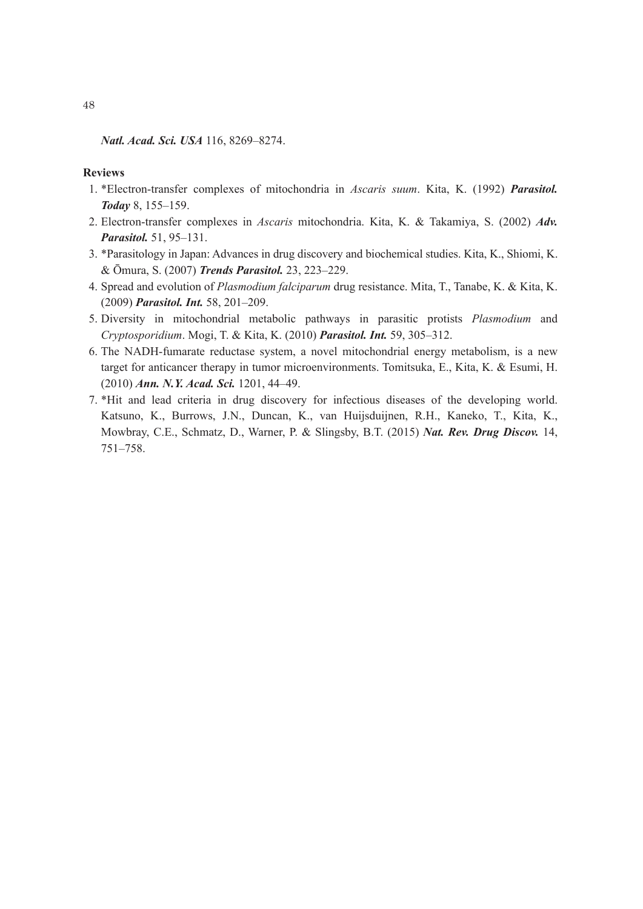***Natl. Acad. Sci. USA*** 116, 8269–8274.

**Reviews**

1. *Electron-transfer complexes of mitochondria in *Ascaris suum*. Kita, K. (1992) ***Parasitol. Today*** 8, 155–159.
2. Electron-transfer complexes in *Ascaris* mitochondria. Kita, K. & Takamiya, S. (2002) ***Adv. Parasitol.*** 51, 95–131.
3. *Parasitology in Japan: Advances in drug discovery and biochemical studies. Kita, K., Shiomi, K. & Ōmura, S. (2007) ***Trends Parasitol.*** 23, 223–229.
4. Spread and evolution of *Plasmodium falciparum* drug resistance. Mita, T., Tanabe, K. & Kita, K. (2009) ***Parasitol. Int.*** 58, 201–209.
5. Diversity in mitochondrial metabolic pathways in parasitic protists *Plasmodium* and *Cryptosporidium*. Mogi, T. & Kita, K. (2010) ***Parasitol. Int.*** 59, 305–312.
6. The NADH-fumarate reductase system, a novel mitochondrial energy metabolism, is a new target for anticancer therapy in tumor microenvironments. Tomitsuka, E., Kita, K. & Esumi, H. (2010) ***Ann. N.Y. Acad. Sci.*** 1201, 44–49.
7. *Hit and lead criteria in drug discovery for infectious diseases of the developing world. Katsuno, K., Burrows, J.N., Duncan, K., van Huijsduijnen, R.H., Kaneko, T., Kita, K., Mowbray, C.E., Schmatz, D., Warner, P. & Slingsby, B.T. (2015) ***Nat. Rev. Drug Discov.*** 14, 751–758.